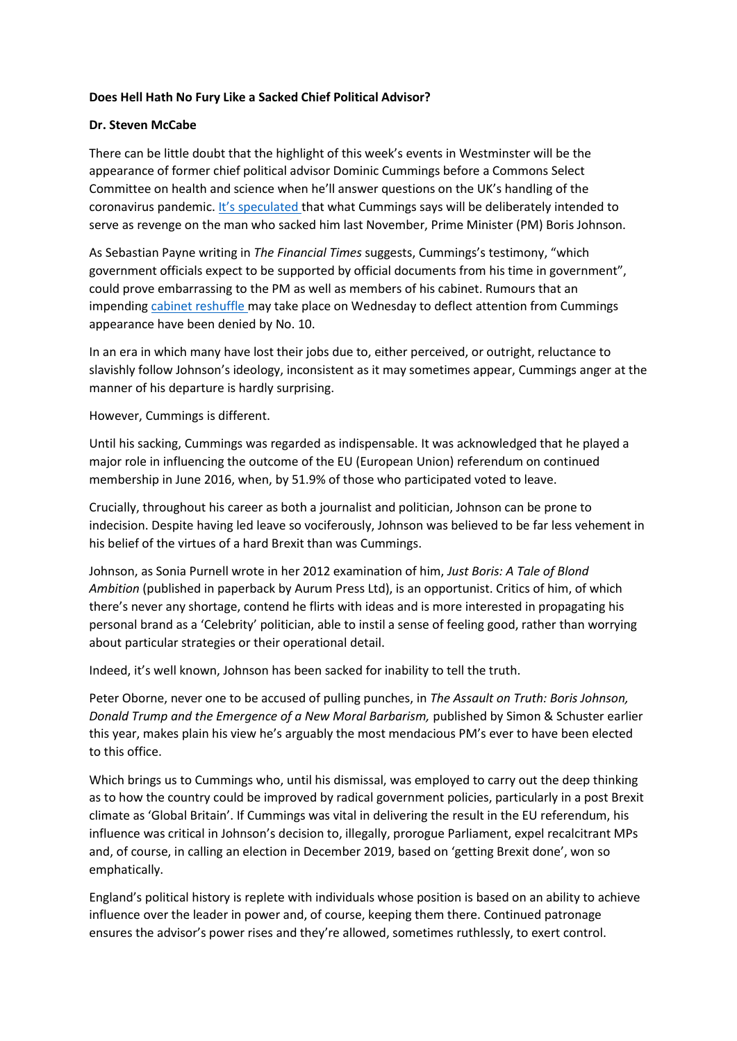**Does Hell Hath No Fury Like a Sacked Chief Political Advisor?**

**Dr. Steven McCabe**

There can be little doubt that the highlight of this week's events in Westminster will be the appearance of former chief political advisor Dominic Cummings before a Commons Select Committee on health and science when he'll answer questions on the UK's handling of the coronavirus pandemic. It's speculated that what Cummings says will be deliberately intended to serve as revenge on the man who sacked him last November, Prime Minister (PM) Boris Johnson.

As Sebastian Payne writing in *The Financial Times* suggests, Cummings's testimony, "which government officials expect to be supported by official documents from his time in government", could prove embarrassing to the PM as well as members of his cabinet. Rumours that an impending cabinet reshuffle may take place on Wednesday to deflect attention from Cummings appearance have been denied by No. 10.

In an era in which many have lost their jobs due to, either perceived, or outright, reluctance to slavishly follow Johnson's ideology, inconsistent as it may sometimes appear, Cummings anger at the manner of his departure is hardly surprising.

However, Cummings is different.

Until his sacking, Cummings was regarded as indispensable. It was acknowledged that he played a major role in influencing the outcome of the EU (European Union) referendum on continued membership in June 2016, when, by 51.9% of those who participated voted to leave.

Crucially, throughout his career as both a journalist and politician, Johnson can be prone to indecision. Despite having led leave so vociferously, Johnson was believed to be far less vehement in his belief of the virtues of a hard Brexit than was Cummings.

Johnson, as Sonia Purnell wrote in her 2012 examination of him, *Just Boris: A Tale of Blond Ambition* (published in paperback by Aurum Press Ltd), is an opportunist. Critics of him, of which there's never any shortage, contend he flirts with ideas and is more interested in propagating his personal brand as a 'Celebrity' politician, able to instil a sense of feeling good, rather than worrying about particular strategies or their operational detail.

Indeed, it's well known, Johnson has been sacked for inability to tell the truth.

Peter Oborne, never one to be accused of pulling punches, in *The Assault on Truth: Boris Johnson, Donald Trump and the Emergence of a New Moral Barbarism,* published by Simon & Schuster earlier this year, makes plain his view he's arguably the most mendacious PM's ever to have been elected to this office.

Which brings us to Cummings who, until his dismissal, was employed to carry out the deep thinking as to how the country could be improved by radical government policies, particularly in a post Brexit climate as 'Global Britain'. If Cummings was vital in delivering the result in the EU referendum, his influence was critical in Johnson's decision to, illegally, prorogue Parliament, expel recalcitrant MPs and, of course, in calling an election in December 2019, based on 'getting Brexit done', won so emphatically.

England's political history is replete with individuals whose position is based on an ability to achieve influence over the leader in power and, of course, keeping them there. Continued patronage ensures the advisor's power rises and they're allowed, sometimes ruthlessly, to exert control.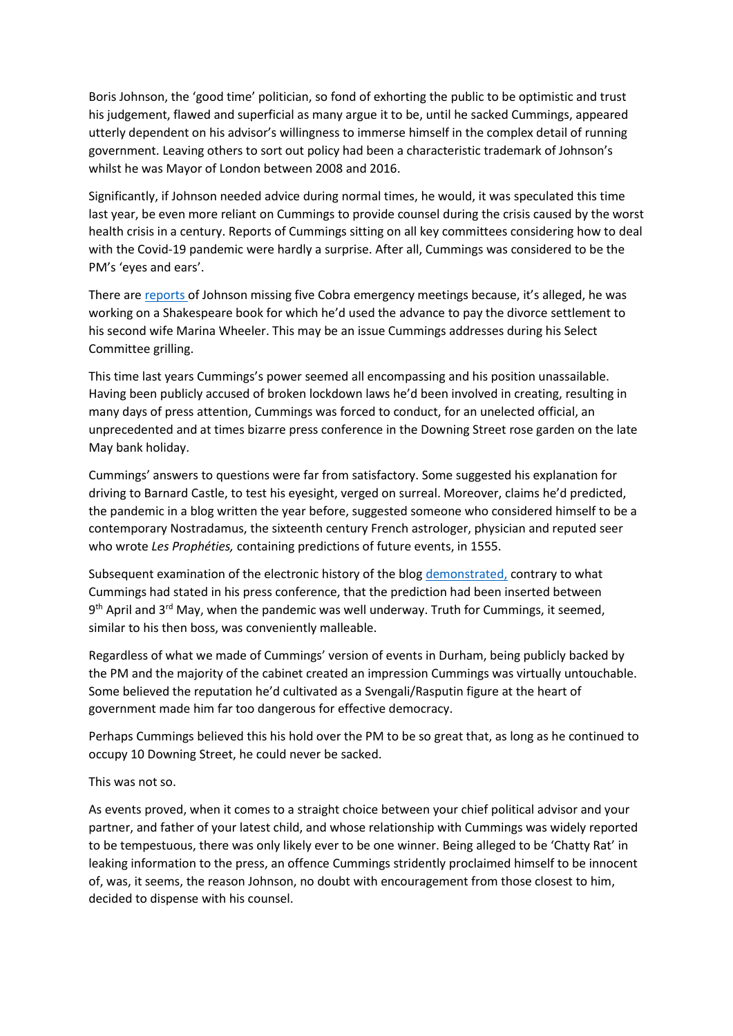Boris Johnson, the 'good time' politician, so fond of exhorting the public to be optimistic and trust his judgement, flawed and superficial as many argue it to be, until he sacked Cummings, appeared utterly dependent on his advisor's willingness to immerse himself in the complex detail of running government. Leaving others to sort out policy had been a characteristic trademark of Johnson's whilst he was Mayor of London between 2008 and 2016.

Significantly, if Johnson needed advice during normal times, he would, it was speculated this time last year, be even more reliant on Cummings to provide counsel during the crisis caused by the worst health crisis in a century. Reports of Cummings sitting on all key committees considering how to deal with the Covid-19 pandemic were hardly a surprise. After all, Cummings was considered to be the PM's 'eyes and ears'.

There are reports of Johnson missing five Cobra emergency meetings because, it's alleged, he was working on a Shakespeare book for which he'd used the advance to pay the divorce settlement to his second wife Marina Wheeler. This may be an issue Cummings addresses during his Select Committee grilling.

This time last years Cummings's power seemed all encompassing and his position unassailable. Having been publicly accused of broken lockdown laws he'd been involved in creating, resulting in many days of press attention, Cummings was forced to conduct, for an unelected official, an unprecedented and at times bizarre press conference in the Downing Street rose garden on the late May bank holiday.

Cummings' answers to questions were far from satisfactory. Some suggested his explanation for driving to Barnard Castle, to test his eyesight, verged on surreal. Moreover, claims he'd predicted, the pandemic in a blog written the year before, suggested someone who considered himself to be a contemporary Nostradamus, the sixteenth century French astrologer, physician and reputed seer who wrote *Les Prophéties,* containing predictions of future events, in 1555.

Subsequent examination of the electronic history of the blog demonstrated, contrary to what Cummings had stated in his press conference, that the prediction had been inserted between 9th April and 3rd May, when the pandemic was well underway. Truth for Cummings, it seemed, similar to his then boss, was conveniently malleable.

Regardless of what we made of Cummings' version of events in Durham, being publicly backed by the PM and the majority of the cabinet created an impression Cummings was virtually untouchable. Some believed the reputation he'd cultivated as a Svengali/Rasputin figure at the heart of government made him far too dangerous for effective democracy.

Perhaps Cummings believed this his hold over the PM to be so great that, as long as he continued to occupy 10 Downing Street, he could never be sacked.

This was not so.

As events proved, when it comes to a straight choice between your chief political advisor and your partner, and father of your latest child, and whose relationship with Cummings was widely reported to be tempestuous, there was only likely ever to be one winner. Being alleged to be 'Chatty Rat' in leaking information to the press, an offence Cummings stridently proclaimed himself to be innocent of, was, it seems, the reason Johnson, no doubt with encouragement from those closest to him, decided to dispense with his counsel.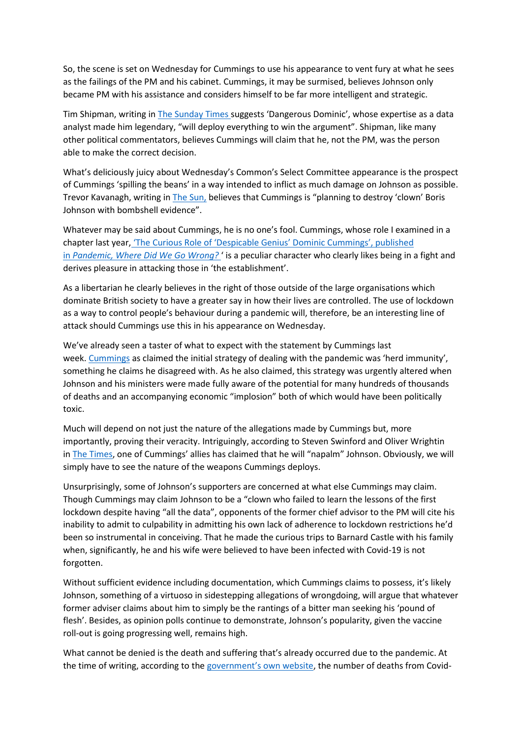So, the scene is set on Wednesday for Cummings to use his appearance to vent fury at what he sees as the failings of the PM and his cabinet. Cummings, it may be surmised, believes Johnson only became PM with his assistance and considers himself to be far more intelligent and strategic.

Tim Shipman, writing in The Sunday Times suggests 'Dangerous Dominic', whose expertise as a data analyst made him legendary, "will deploy everything to win the argument". Shipman, like many other political commentators, believes Cummings will claim that he, not the PM, was the person able to make the correct decision.

What's deliciously juicy about Wednesday's Common's Select Committee appearance is the prospect of Cummings 'spilling the beans' in a way intended to inflict as much damage on Johnson as possible. Trevor Kavanagh, writing in The Sun, believes that Cummings is "planning to destroy 'clown' Boris Johnson with bombshell evidence".

Whatever may be said about Cummings, he is no one's fool. Cummings, whose role I examined in a chapter last year, 'The Curious Role of 'Despicable Genius' Dominic Cummings', published in *Pandemic, Where Did We Go Wrong?* ' is a peculiar character who clearly likes being in a fight and derives pleasure in attacking those in 'the establishment'.

As a libertarian he clearly believes in the right of those outside of the large organisations which dominate British society to have a greater say in how their lives are controlled. The use of lockdown as a way to control people's behaviour during a pandemic will, therefore, be an interesting line of attack should Cummings use this in his appearance on Wednesday.

We've already seen a taster of what to expect with the statement by Cummings last week. Cummings as claimed the initial strategy of dealing with the pandemic was 'herd immunity', something he claims he disagreed with. As he also claimed, this strategy was urgently altered when Johnson and his ministers were made fully aware of the potential for many hundreds of thousands of deaths and an accompanying economic "implosion" both of which would have been politically toxic.

Much will depend on not just the nature of the allegations made by Cummings but, more importantly, proving their veracity. Intriguingly, according to Steven Swinford and Oliver Wrightin in The Times, one of Cummings' allies has claimed that he will "napalm" Johnson. Obviously, we will simply have to see the nature of the weapons Cummings deploys.

Unsurprisingly, some of Johnson's supporters are concerned at what else Cummings may claim. Though Cummings may claim Johnson to be a "clown who failed to learn the lessons of the first lockdown despite having "all the data", opponents of the former chief advisor to the PM will cite his inability to admit to culpability in admitting his own lack of adherence to lockdown restrictions he'd been so instrumental in conceiving. That he made the curious trips to Barnard Castle with his family when, significantly, he and his wife were believed to have been infected with Covid-19 is not forgotten.

Without sufficient evidence including documentation, which Cummings claims to possess, it's likely Johnson, something of a virtuoso in sidestepping allegations of wrongdoing, will argue that whatever former adviser claims about him to simply be the rantings of a bitter man seeking his 'pound of flesh'. Besides, as opinion polls continue to demonstrate, Johnson's popularity, given the vaccine roll-out is going progressing well, remains high.

What cannot be denied is the death and suffering that's already occurred due to the pandemic. At the time of writing, according to the government's own website, the number of deaths from Covid-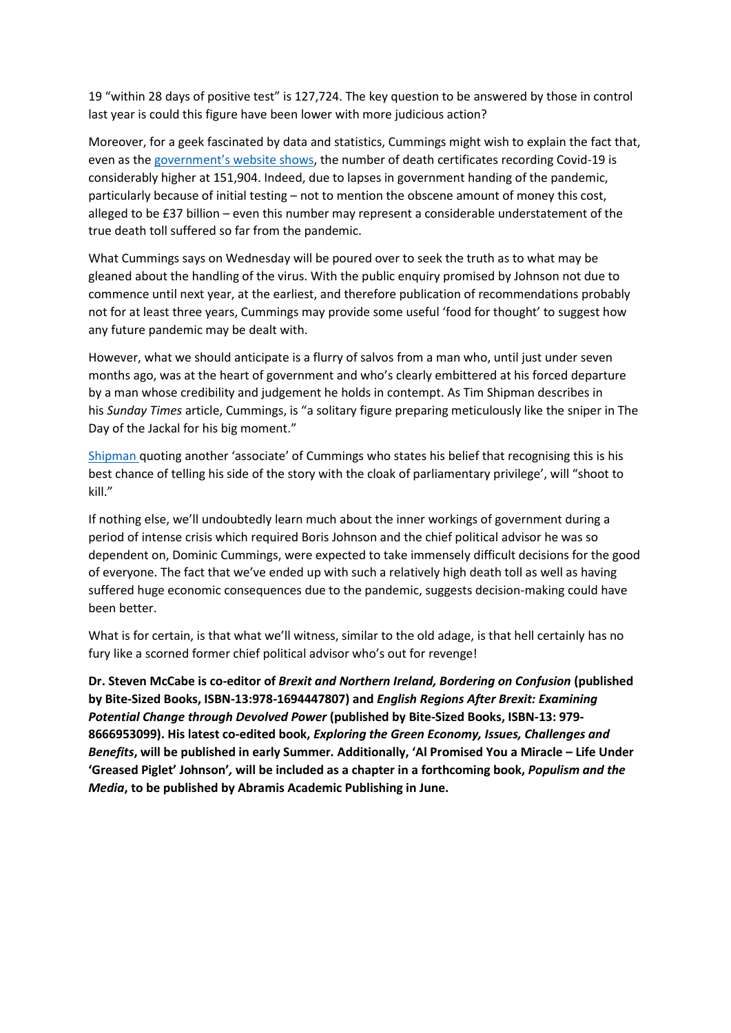19 "within 28 days of positive test" is 127,724. The key question to be answered by those in control last year is could this figure have been lower with more judicious action?

Moreover, for a geek fascinated by data and statistics, Cummings might wish to explain the fact that, even as the government's website shows, the number of death certificates recording Covid-19 is considerably higher at 151,904. Indeed, due to lapses in government handing of the pandemic, particularly because of initial testing – not to mention the obscene amount of money this cost, alleged to be £37 billion – even this number may represent a considerable understatement of the true death toll suffered so far from the pandemic.

What Cummings says on Wednesday will be poured over to seek the truth as to what may be gleaned about the handling of the virus. With the public enquiry promised by Johnson not due to commence until next year, at the earliest, and therefore publication of recommendations probably not for at least three years, Cummings may provide some useful 'food for thought' to suggest how any future pandemic may be dealt with.

However, what we should anticipate is a flurry of salvos from a man who, until just under seven months ago, was at the heart of government and who's clearly embittered at his forced departure by a man whose credibility and judgement he holds in contempt. As Tim Shipman describes in his *Sunday Times* article, Cummings, is "a solitary figure preparing meticulously like the sniper in The Day of the Jackal for his big moment."

Shipman quoting another 'associate' of Cummings who states his belief that recognising this is his best chance of telling his side of the story with the cloak of parliamentary privilege', will "shoot to kill."

If nothing else, we'll undoubtedly learn much about the inner workings of government during a period of intense crisis which required Boris Johnson and the chief political advisor he was so dependent on, Dominic Cummings, were expected to take immensely difficult decisions for the good of everyone. The fact that we've ended up with such a relatively high death toll as well as having suffered huge economic consequences due to the pandemic, suggests decision-making could have been better.

What is for certain, is that what we'll witness, similar to the old adage, is that hell certainly has no fury like a scorned former chief political advisor who's out for revenge!

**Dr. Steven McCabe is co-editor of *Brexit and Northern Ireland, Bordering on Confusion* (published by Bite-Sized Books, ISBN-13:978-1694447807) and *English Regions After Brexit: Examining Potential Change through Devolved Power* (published by Bite-Sized Books, ISBN-13: 979-8666953099). His latest co-edited book, *Exploring the Green Economy, Issues, Challenges and Benefits*, will be published in early Summer. Additionally, 'Al Promised You a Miracle – Life Under 'Greased Piglet' Johnson', will be included as a chapter in a forthcoming book, *Populism and the Media*, to be published by Abramis Academic Publishing in June.**